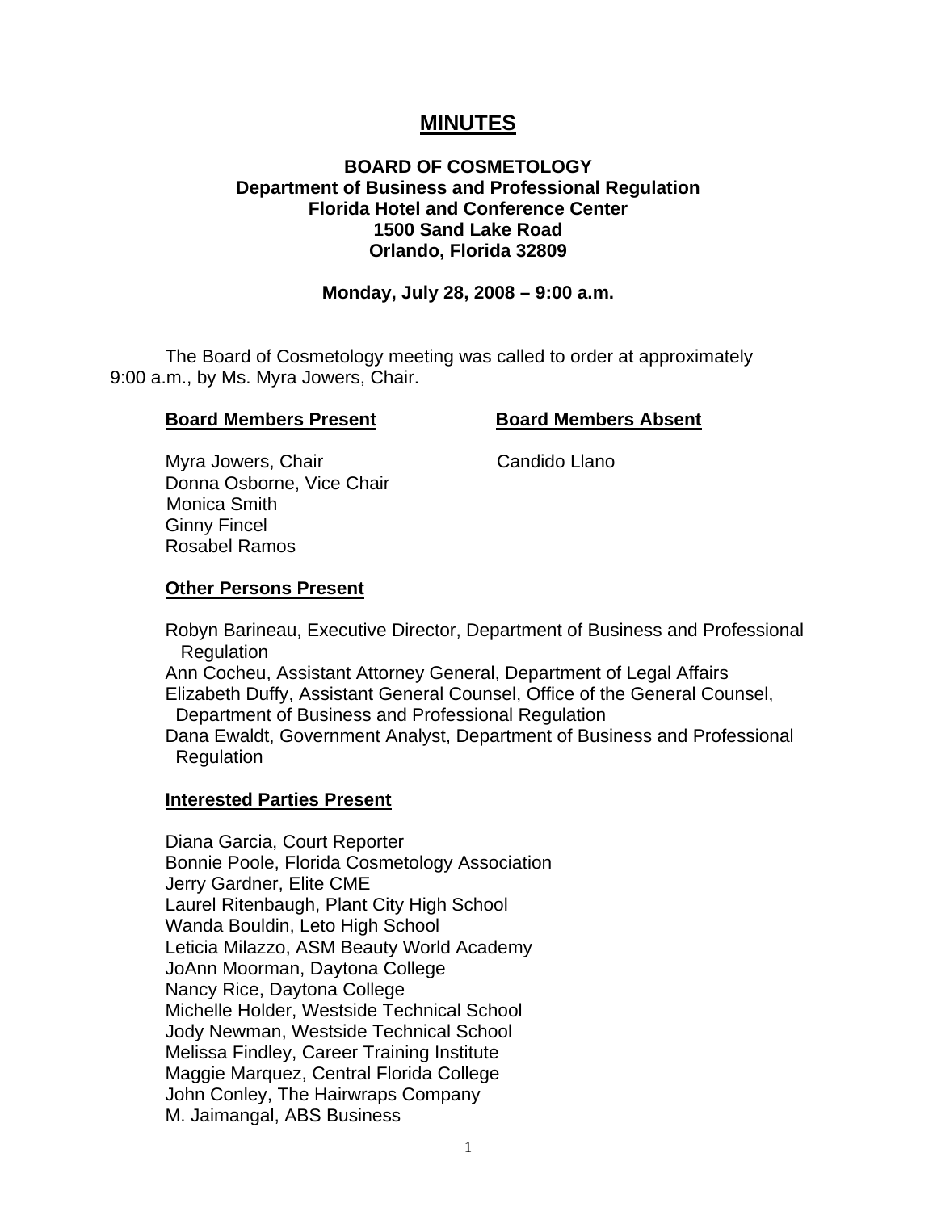# MINUTES

**BOARD OF COSMETOLOGY**
**Department of Business and Professional Regulation**
**Florida Hotel and Conference Center**
**1500 Sand Lake Road**
**Orlando, Florida 32809**

**Monday, July 28, 2008 – 9:00 a.m.**

The Board of Cosmetology meeting was called to order at approximately 9:00 a.m., by Ms. Myra Jowers, Chair.

| **Board Members Present** | **Board Members Absent** |
|---|---|
| Myra Jowers, Chair | Candido Llano |
| Donna Osborne, Vice Chair | |
| Monica Smith | |
| Ginny Fincel | |
| Rosabel Ramos | |

**Other Persons Present**

Robyn Barineau, Executive Director, Department of Business and Professional Regulation
Ann Cocheu, Assistant Attorney General, Department of Legal Affairs
Elizabeth Duffy, Assistant General Counsel, Office of the General Counsel, Department of Business and Professional Regulation
Dana Ewaldt, Government Analyst, Department of Business and Professional Regulation

**Interested Parties Present**

Diana Garcia, Court Reporter
Bonnie Poole, Florida Cosmetology Association
Jerry Gardner, Elite CME
Laurel Ritenbaugh, Plant City High School
Wanda Bouldin, Leto High School
Leticia Milazzo, ASM Beauty World Academy
JoAnn Moorman, Daytona College
Nancy Rice, Daytona College
Michelle Holder, Westside Technical School
Jody Newman, Westside Technical School
Melissa Findley, Career Training Institute
Maggie Marquez, Central Florida College
John Conley, The Hairwraps Company
M. Jaimangal, ABS Business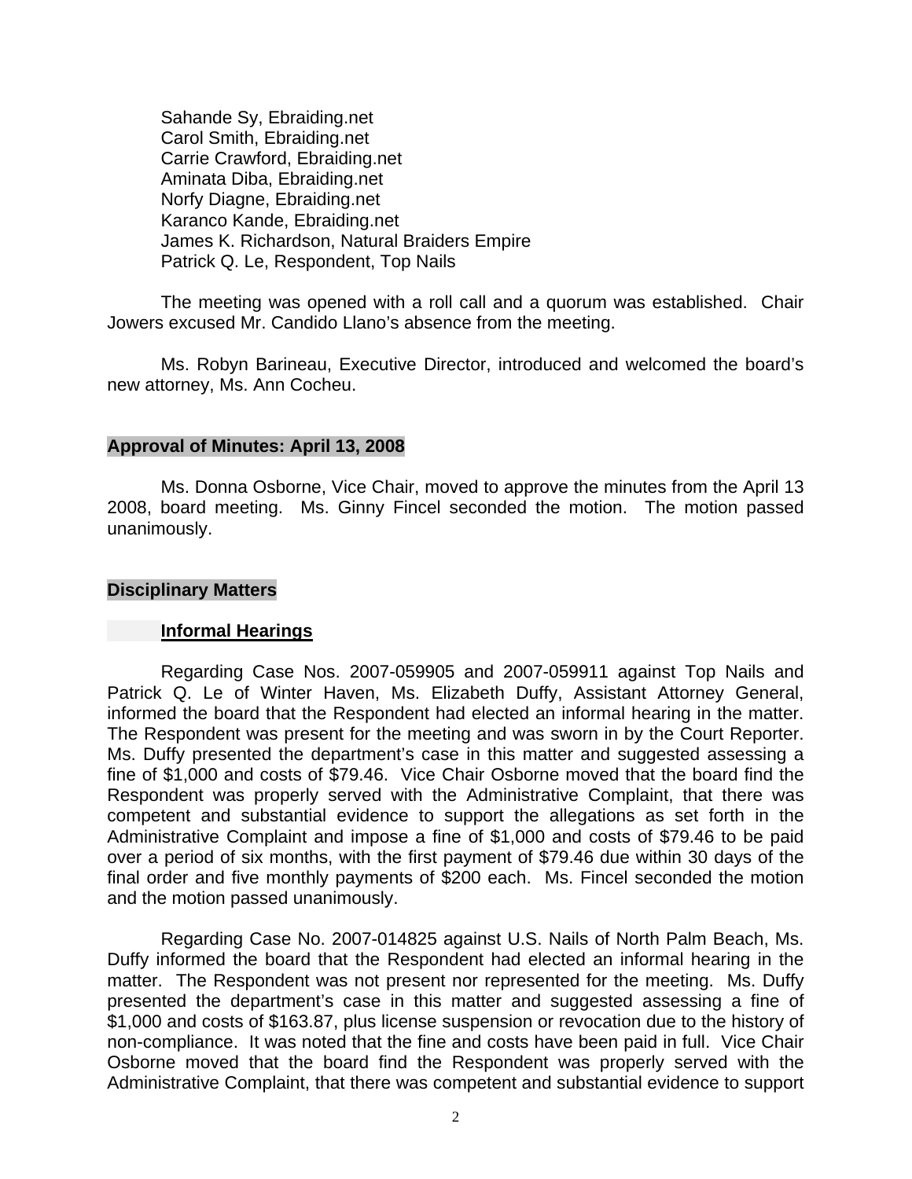Sahande Sy, Ebraiding.net
Carol Smith, Ebraiding.net
Carrie Crawford, Ebraiding.net
Aminata Diba, Ebraiding.net
Norfy Diagne, Ebraiding.net
Karanco Kande, Ebraiding.net
James K. Richardson, Natural Braiders Empire
Patrick Q. Le, Respondent, Top Nails

The meeting was opened with a roll call and a quorum was established. Chair Jowers excused Mr. Candido Llano's absence from the meeting.

Ms. Robyn Barineau, Executive Director, introduced and welcomed the board's new attorney, Ms. Ann Cocheu.

## Approval of Minutes: April 13, 2008

Ms. Donna Osborne, Vice Chair, moved to approve the minutes from the April 13 2008, board meeting. Ms. Ginny Fincel seconded the motion. The motion passed unanimously.

## Disciplinary Matters

### Informal Hearings

Regarding Case Nos. 2007-059905 and 2007-059911 against Top Nails and Patrick Q. Le of Winter Haven, Ms. Elizabeth Duffy, Assistant Attorney General, informed the board that the Respondent had elected an informal hearing in the matter. The Respondent was present for the meeting and was sworn in by the Court Reporter. Ms. Duffy presented the department's case in this matter and suggested assessing a fine of $1,000 and costs of $79.46. Vice Chair Osborne moved that the board find the Respondent was properly served with the Administrative Complaint, that there was competent and substantial evidence to support the allegations as set forth in the Administrative Complaint and impose a fine of $1,000 and costs of $79.46 to be paid over a period of six months, with the first payment of $79.46 due within 30 days of the final order and five monthly payments of $200 each. Ms. Fincel seconded the motion and the motion passed unanimously.

Regarding Case No. 2007-014825 against U.S. Nails of North Palm Beach, Ms. Duffy informed the board that the Respondent had elected an informal hearing in the matter. The Respondent was not present nor represented for the meeting. Ms. Duffy presented the department's case in this matter and suggested assessing a fine of $1,000 and costs of $163.87, plus license suspension or revocation due to the history of non-compliance. It was noted that the fine and costs have been paid in full. Vice Chair Osborne moved that the board find the Respondent was properly served with the Administrative Complaint, that there was competent and substantial evidence to support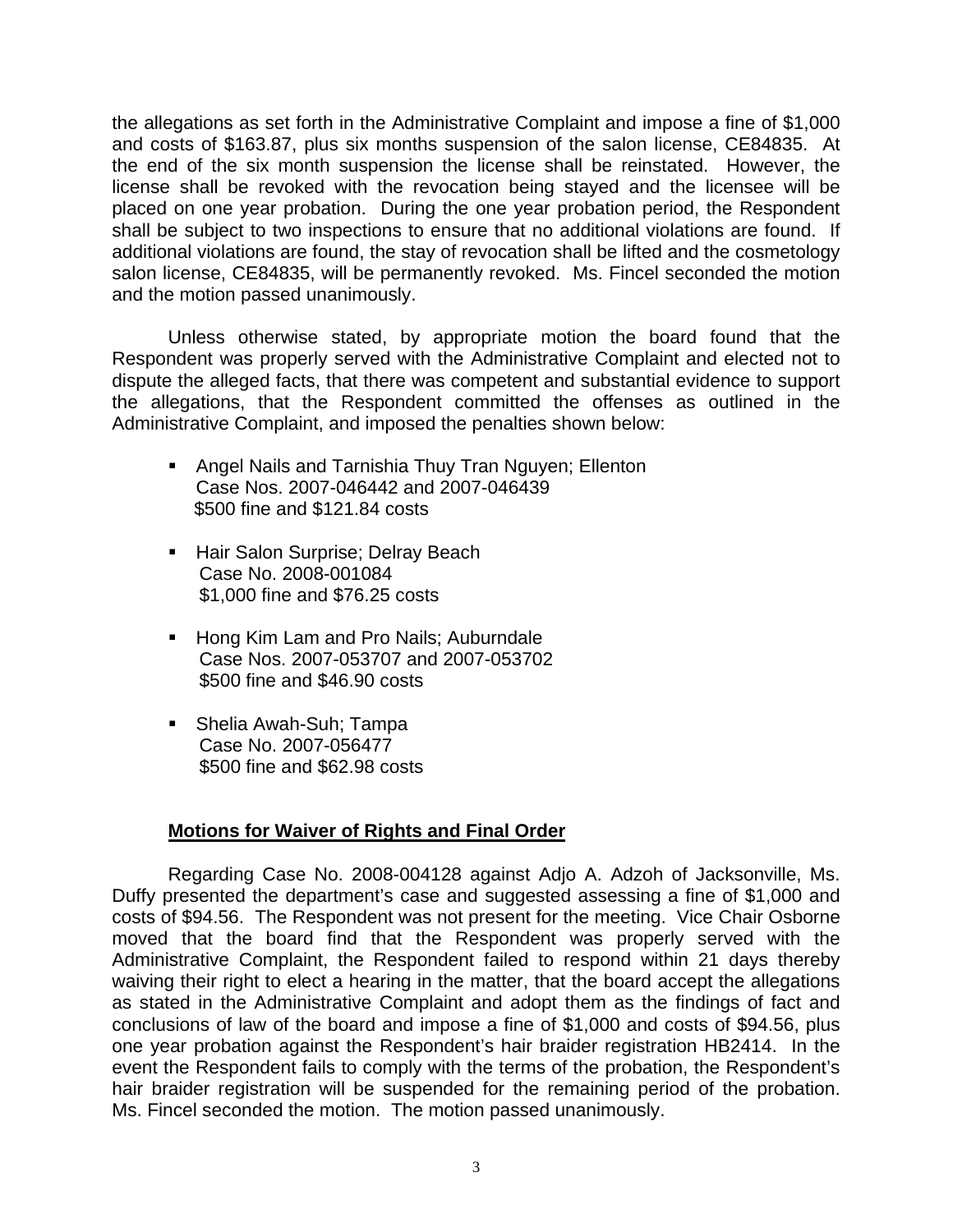the allegations as set forth in the Administrative Complaint and impose a fine of $1,000 and costs of $163.87, plus six months suspension of the salon license, CE84835. At the end of the six month suspension the license shall be reinstated. However, the license shall be revoked with the revocation being stayed and the licensee will be placed on one year probation. During the one year probation period, the Respondent shall be subject to two inspections to ensure that no additional violations are found. If additional violations are found, the stay of revocation shall be lifted and the cosmetology salon license, CE84835, will be permanently revoked. Ms. Fincel seconded the motion and the motion passed unanimously.

Unless otherwise stated, by appropriate motion the board found that the Respondent was properly served with the Administrative Complaint and elected not to dispute the alleged facts, that there was competent and substantial evidence to support the allegations, that the Respondent committed the offenses as outlined in the Administrative Complaint, and imposed the penalties shown below:

- Angel Nails and Tarnishia Thuy Tran Nguyen; Ellenton
  Case Nos. 2007-046442 and 2007-046439
  $500 fine and $121.84 costs

- Hair Salon Surprise; Delray Beach
  Case No. 2008-001084
  $1,000 fine and $76.25 costs

- Hong Kim Lam and Pro Nails; Auburndale
  Case Nos. 2007-053707 and 2007-053702
  $500 fine and $46.90 costs

- Shelia Awah-Suh; Tampa
  Case No. 2007-056477
  $500 fine and $62.98 costs

**Motions for Waiver of Rights and Final Order**

Regarding Case No. 2008-004128 against Adjo A. Adzoh of Jacksonville, Ms. Duffy presented the department's case and suggested assessing a fine of $1,000 and costs of $94.56. The Respondent was not present for the meeting. Vice Chair Osborne moved that the board find that the Respondent was properly served with the Administrative Complaint, the Respondent failed to respond within 21 days thereby waiving their right to elect a hearing in the matter, that the board accept the allegations as stated in the Administrative Complaint and adopt them as the findings of fact and conclusions of law of the board and impose a fine of $1,000 and costs of $94.56, plus one year probation against the Respondent's hair braider registration HB2414. In the event the Respondent fails to comply with the terms of the probation, the Respondent's hair braider registration will be suspended for the remaining period of the probation. Ms. Fincel seconded the motion. The motion passed unanimously.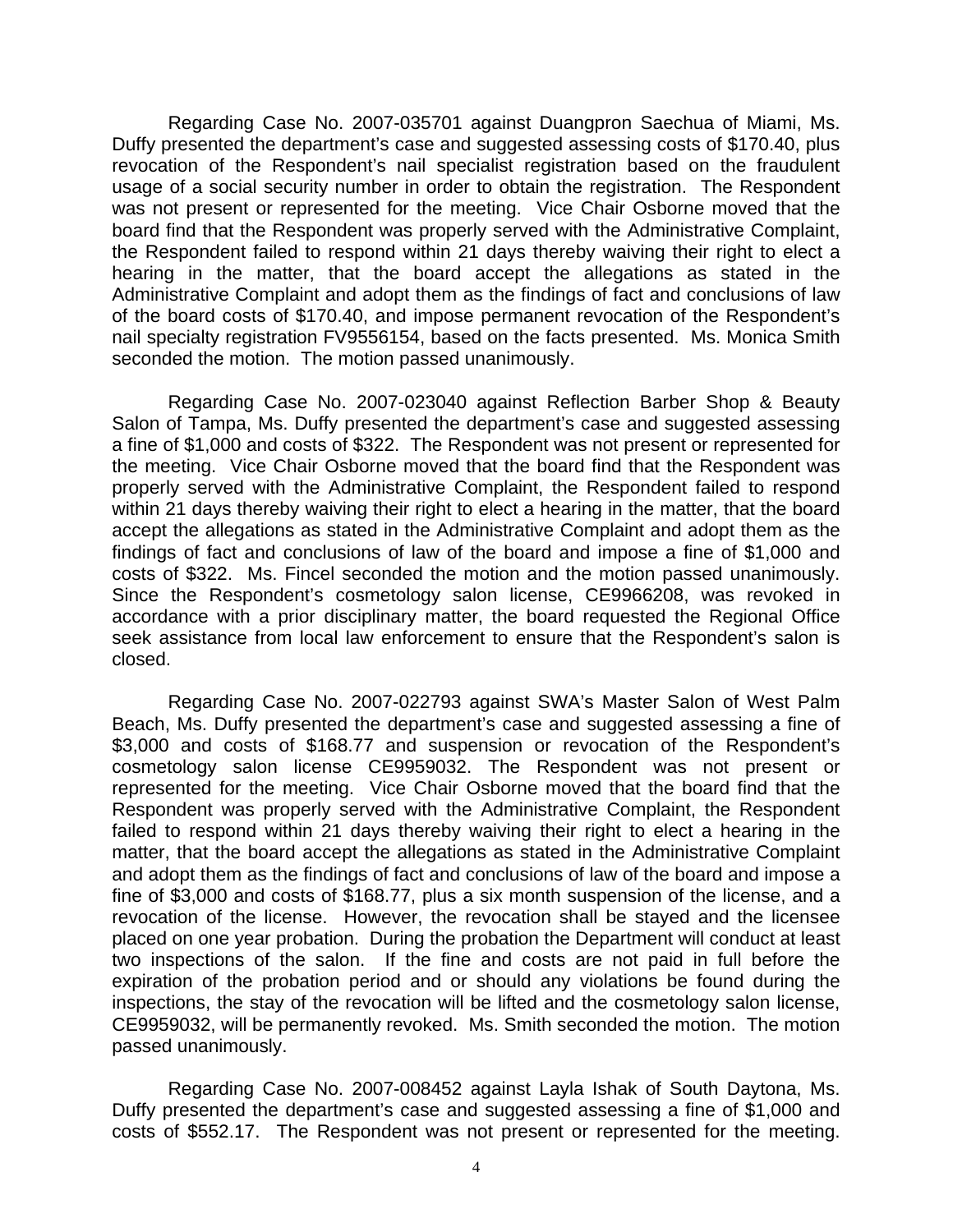Regarding Case No. 2007-035701 against Duangpron Saechua of Miami, Ms. Duffy presented the department's case and suggested assessing costs of $170.40, plus revocation of the Respondent's nail specialist registration based on the fraudulent usage of a social security number in order to obtain the registration. The Respondent was not present or represented for the meeting. Vice Chair Osborne moved that the board find that the Respondent was properly served with the Administrative Complaint, the Respondent failed to respond within 21 days thereby waiving their right to elect a hearing in the matter, that the board accept the allegations as stated in the Administrative Complaint and adopt them as the findings of fact and conclusions of law of the board costs of $170.40, and impose permanent revocation of the Respondent's nail specialty registration FV9556154, based on the facts presented. Ms. Monica Smith seconded the motion. The motion passed unanimously.

Regarding Case No. 2007-023040 against Reflection Barber Shop & Beauty Salon of Tampa, Ms. Duffy presented the department's case and suggested assessing a fine of $1,000 and costs of $322. The Respondent was not present or represented for the meeting. Vice Chair Osborne moved that the board find that the Respondent was properly served with the Administrative Complaint, the Respondent failed to respond within 21 days thereby waiving their right to elect a hearing in the matter, that the board accept the allegations as stated in the Administrative Complaint and adopt them as the findings of fact and conclusions of law of the board and impose a fine of $1,000 and costs of $322. Ms. Fincel seconded the motion and the motion passed unanimously. Since the Respondent's cosmetology salon license, CE9966208, was revoked in accordance with a prior disciplinary matter, the board requested the Regional Office seek assistance from local law enforcement to ensure that the Respondent's salon is closed.

Regarding Case No. 2007-022793 against SWA's Master Salon of West Palm Beach, Ms. Duffy presented the department's case and suggested assessing a fine of $3,000 and costs of $168.77 and suspension or revocation of the Respondent's cosmetology salon license CE9959032. The Respondent was not present or represented for the meeting. Vice Chair Osborne moved that the board find that the Respondent was properly served with the Administrative Complaint, the Respondent failed to respond within 21 days thereby waiving their right to elect a hearing in the matter, that the board accept the allegations as stated in the Administrative Complaint and adopt them as the findings of fact and conclusions of law of the board and impose a fine of $3,000 and costs of $168.77, plus a six month suspension of the license, and a revocation of the license. However, the revocation shall be stayed and the licensee placed on one year probation. During the probation the Department will conduct at least two inspections of the salon. If the fine and costs are not paid in full before the expiration of the probation period and or should any violations be found during the inspections, the stay of the revocation will be lifted and the cosmetology salon license, CE9959032, will be permanently revoked. Ms. Smith seconded the motion. The motion passed unanimously.

Regarding Case No. 2007-008452 against Layla Ishak of South Daytona, Ms. Duffy presented the department's case and suggested assessing a fine of $1,000 and costs of $552.17. The Respondent was not present or represented for the meeting.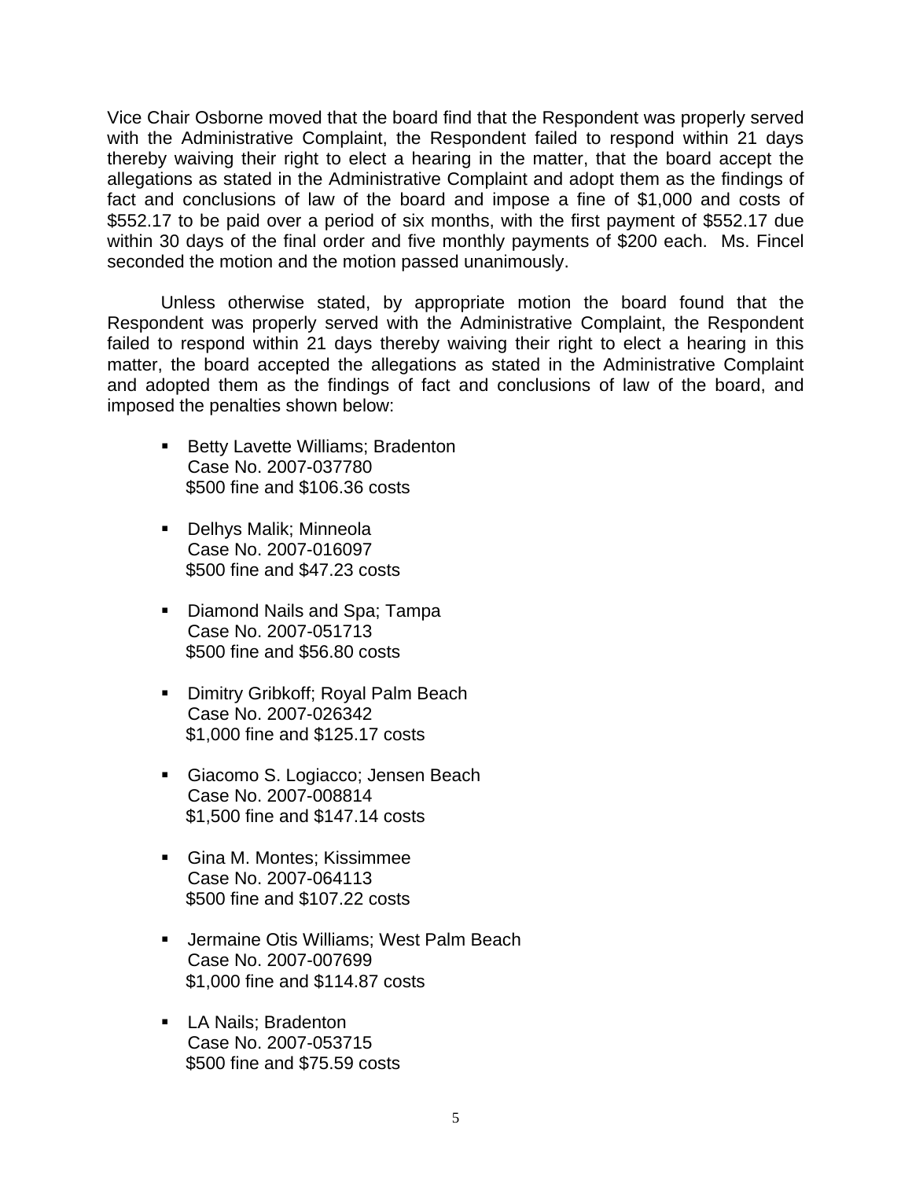Vice Chair Osborne moved that the board find that the Respondent was properly served with the Administrative Complaint, the Respondent failed to respond within 21 days thereby waiving their right to elect a hearing in the matter, that the board accept the allegations as stated in the Administrative Complaint and adopt them as the findings of fact and conclusions of law of the board and impose a fine of $1,000 and costs of $552.17 to be paid over a period of six months, with the first payment of $552.17 due within 30 days of the final order and five monthly payments of $200 each. Ms. Fincel seconded the motion and the motion passed unanimously.

Unless otherwise stated, by appropriate motion the board found that the Respondent was properly served with the Administrative Complaint, the Respondent failed to respond within 21 days thereby waiving their right to elect a hearing in this matter, the board accepted the allegations as stated in the Administrative Complaint and adopted them as the findings of fact and conclusions of law of the board, and imposed the penalties shown below:

- Betty Lavette Williams; Bradenton
  Case No. 2007-037780
  $500 fine and $106.36 costs

- Delhys Malik; Minneola
  Case No. 2007-016097
  $500 fine and $47.23 costs

- Diamond Nails and Spa; Tampa
  Case No. 2007-051713
  $500 fine and $56.80 costs

- Dimitry Gribkoff; Royal Palm Beach
  Case No. 2007-026342
  $1,000 fine and $125.17 costs

- Giacomo S. Logiacco; Jensen Beach
  Case No. 2007-008814
  $1,500 fine and $147.14 costs

- Gina M. Montes; Kissimmee
  Case No. 2007-064113
  $500 fine and $107.22 costs

- Jermaine Otis Williams; West Palm Beach
  Case No. 2007-007699
  $1,000 fine and $114.87 costs

- LA Nails; Bradenton
  Case No. 2007-053715
  $500 fine and $75.59 costs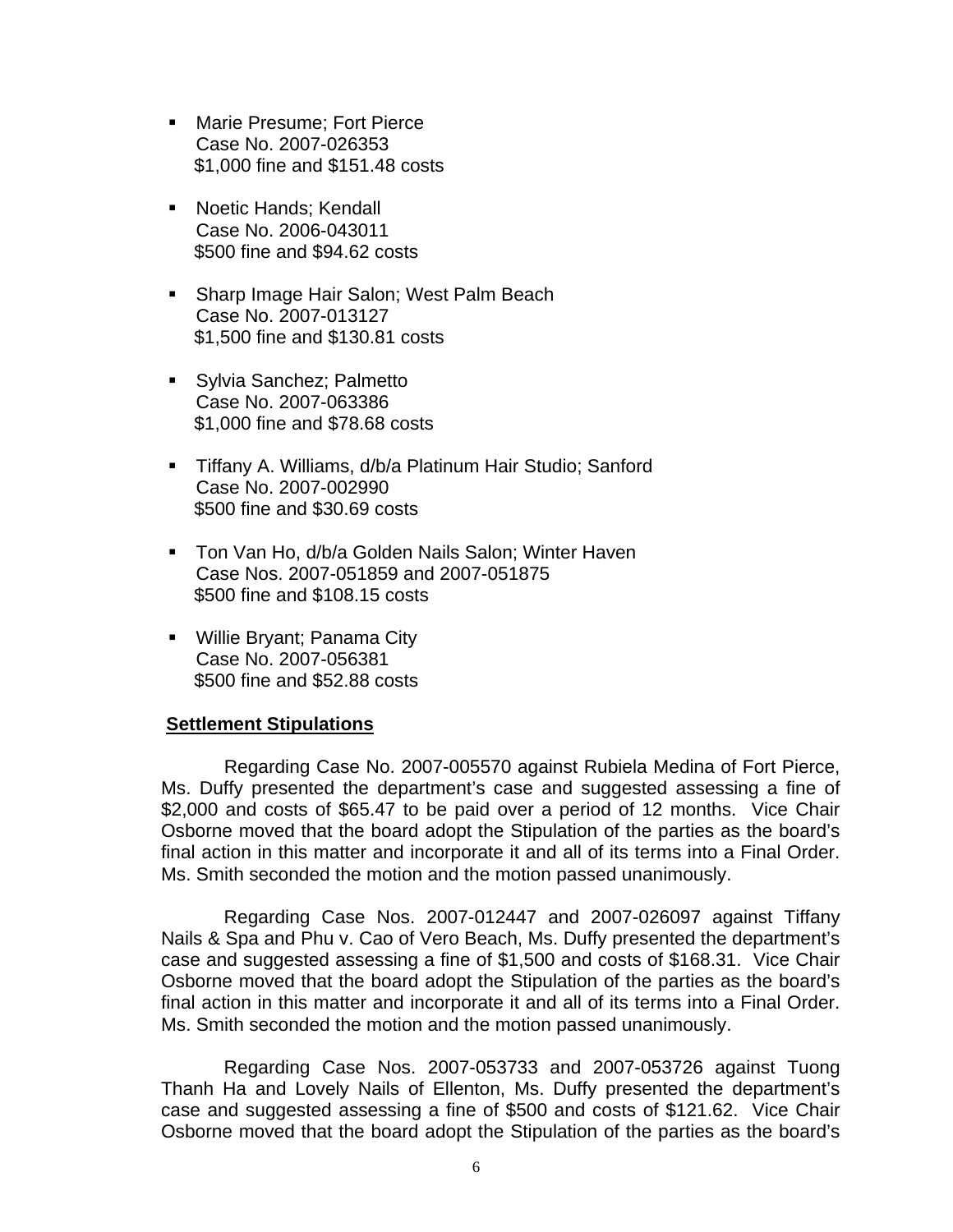- Marie Presume; Fort Pierce
  Case No. 2007-026353
  $1,000 fine and $151.48 costs

- Noetic Hands; Kendall
  Case No. 2006-043011
  $500 fine and $94.62 costs

- Sharp Image Hair Salon; West Palm Beach
  Case No. 2007-013127
  $1,500 fine and $130.81 costs

- Sylvia Sanchez; Palmetto
  Case No. 2007-063386
  $1,000 fine and $78.68 costs

- Tiffany A. Williams, d/b/a Platinum Hair Studio; Sanford
  Case No. 2007-002990
  $500 fine and $30.69 costs

- Ton Van Ho, d/b/a Golden Nails Salon; Winter Haven
  Case Nos. 2007-051859 and 2007-051875
  $500 fine and $108.15 costs

- Willie Bryant; Panama City
  Case No. 2007-056381
  $500 fine and $52.88 costs

**Settlement Stipulations**

Regarding Case No. 2007-005570 against Rubiela Medina of Fort Pierce, Ms. Duffy presented the department's case and suggested assessing a fine of $2,000 and costs of $65.47 to be paid over a period of 12 months. Vice Chair Osborne moved that the board adopt the Stipulation of the parties as the board's final action in this matter and incorporate it and all of its terms into a Final Order. Ms. Smith seconded the motion and the motion passed unanimously.

Regarding Case Nos. 2007-012447 and 2007-026097 against Tiffany Nails & Spa and Phu v. Cao of Vero Beach, Ms. Duffy presented the department's case and suggested assessing a fine of $1,500 and costs of $168.31. Vice Chair Osborne moved that the board adopt the Stipulation of the parties as the board's final action in this matter and incorporate it and all of its terms into a Final Order. Ms. Smith seconded the motion and the motion passed unanimously.

Regarding Case Nos. 2007-053733 and 2007-053726 against Tuong Thanh Ha and Lovely Nails of Ellenton, Ms. Duffy presented the department's case and suggested assessing a fine of $500 and costs of $121.62. Vice Chair Osborne moved that the board adopt the Stipulation of the parties as the board's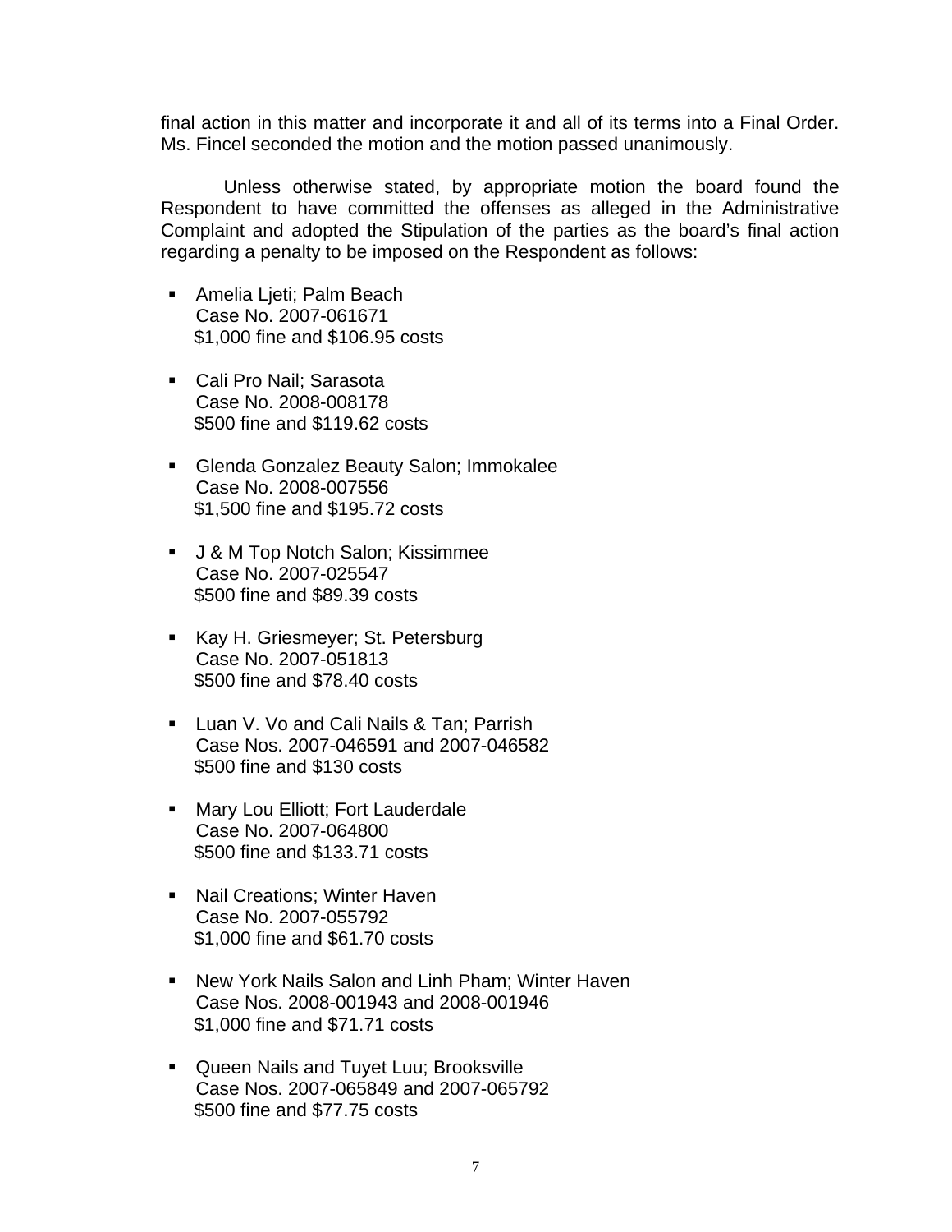final action in this matter and incorporate it and all of its terms into a Final Order. Ms. Fincel seconded the motion and the motion passed unanimously.

Unless otherwise stated, by appropriate motion the board found the Respondent to have committed the offenses as alleged in the Administrative Complaint and adopted the Stipulation of the parties as the board's final action regarding a penalty to be imposed on the Respondent as follows:

- Amelia Ljeti; Palm Beach
  Case No. 2007-061671
  $1,000 fine and $106.95 costs

- Cali Pro Nail; Sarasota
  Case No. 2008-008178
  $500 fine and $119.62 costs

- Glenda Gonzalez Beauty Salon; Immokalee
  Case No. 2008-007556
  $1,500 fine and $195.72 costs

- J & M Top Notch Salon; Kissimmee
  Case No. 2007-025547
  $500 fine and $89.39 costs

- Kay H. Griesmeyer; St. Petersburg
  Case No. 2007-051813
  $500 fine and $78.40 costs

- Luan V. Vo and Cali Nails & Tan; Parrish
  Case Nos. 2007-046591 and 2007-046582
  $500 fine and $130 costs

- Mary Lou Elliott; Fort Lauderdale
  Case No. 2007-064800
  $500 fine and $133.71 costs

- Nail Creations; Winter Haven
  Case No. 2007-055792
  $1,000 fine and $61.70 costs

- New York Nails Salon and Linh Pham; Winter Haven
  Case Nos. 2008-001943 and 2008-001946
  $1,000 fine and $71.71 costs

- Queen Nails and Tuyet Luu; Brooksville
  Case Nos. 2007-065849 and 2007-065792
  $500 fine and $77.75 costs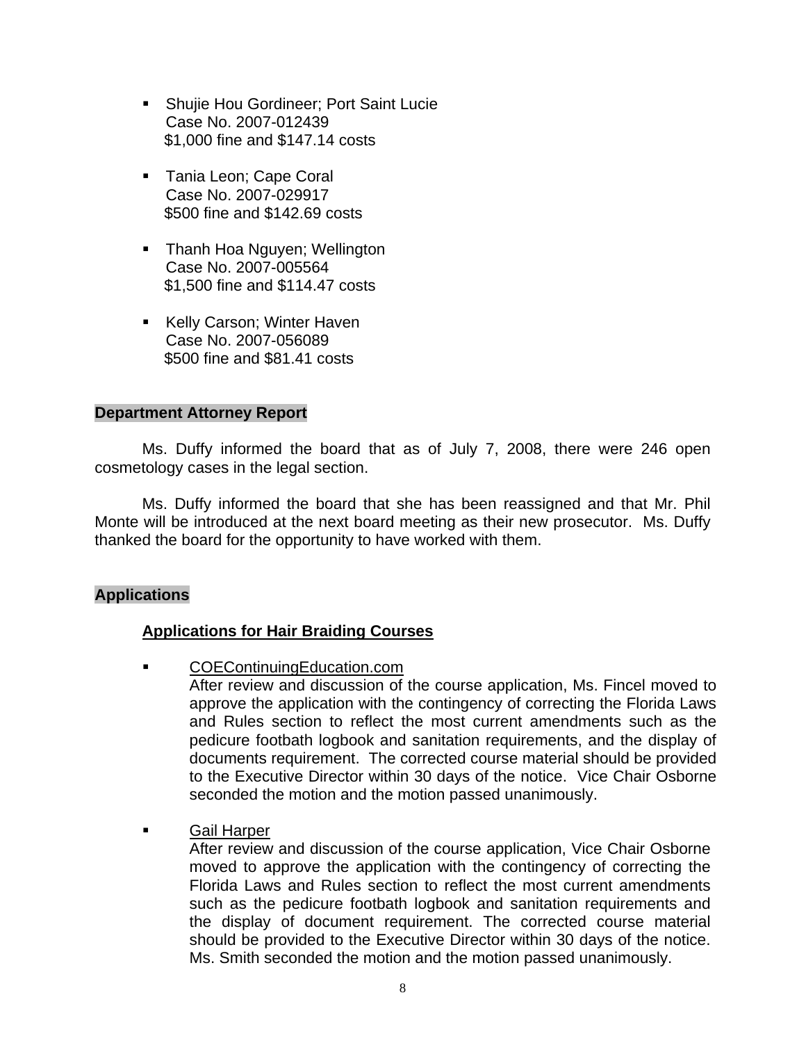- Shujie Hou Gordineer; Port Saint Lucie  
  Case No. 2007-012439  
  $1,000 fine and $147.14 costs

- Tania Leon; Cape Coral  
  Case No. 2007-029917  
  $500 fine and $142.69 costs

- Thanh Hoa Nguyen; Wellington  
  Case No. 2007-005564  
  $1,500 fine and $114.47 costs

- Kelly Carson; Winter Haven  
  Case No. 2007-056089  
  $500 fine and $81.41 costs

**Department Attorney Report**

Ms. Duffy informed the board that as of July 7, 2008, there were 246 open cosmetology cases in the legal section.

Ms. Duffy informed the board that she has been reassigned and that Mr. Phil Monte will be introduced at the next board meeting as their new prosecutor. Ms. Duffy thanked the board for the opportunity to have worked with them.

**Applications**

**Applications for Hair Braiding Courses**

- COEContinuingEducation.com  
  After review and discussion of the course application, Ms. Fincel moved to approve the application with the contingency of correcting the Florida Laws and Rules section to reflect the most current amendments such as the pedicure footbath logbook and sanitation requirements, and the display of documents requirement. The corrected course material should be provided to the Executive Director within 30 days of the notice. Vice Chair Osborne seconded the motion and the motion passed unanimously.

- Gail Harper  
  After review and discussion of the course application, Vice Chair Osborne moved to approve the application with the contingency of correcting the Florida Laws and Rules section to reflect the most current amendments such as the pedicure footbath logbook and sanitation requirements and the display of document requirement. The corrected course material should be provided to the Executive Director within 30 days of the notice. Ms. Smith seconded the motion and the motion passed unanimously.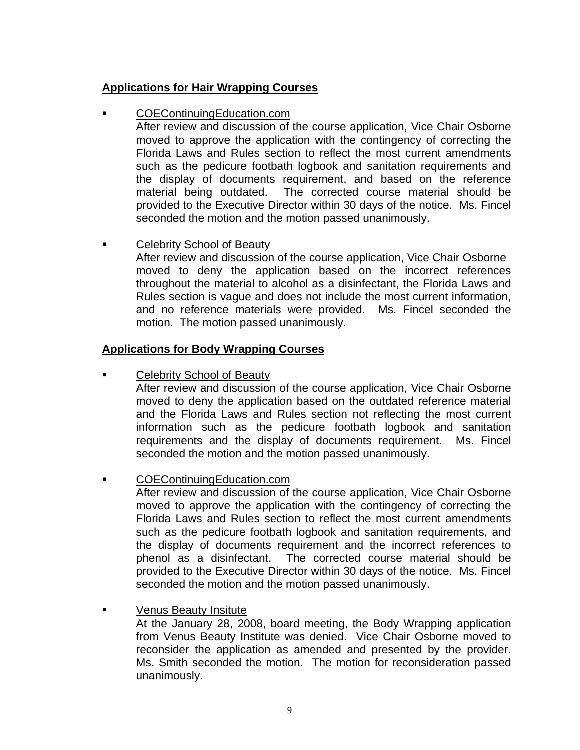**Applications for Hair Wrapping Courses**

- COEContinuingEducation.com
  After review and discussion of the course application, Vice Chair Osborne moved to approve the application with the contingency of correcting the Florida Laws and Rules section to reflect the most current amendments such as the pedicure footbath logbook and sanitation requirements and the display of documents requirement, and based on the reference material being outdated. The corrected course material should be provided to the Executive Director within 30 days of the notice. Ms. Fincel seconded the motion and the motion passed unanimously.

- Celebrity School of Beauty
  After review and discussion of the course application, Vice Chair Osborne moved to deny the application based on the incorrect references throughout the material to alcohol as a disinfectant, the Florida Laws and Rules section is vague and does not include the most current information, and no reference materials were provided. Ms. Fincel seconded the motion. The motion passed unanimously.

**Applications for Body Wrapping Courses**

- Celebrity School of Beauty
  After review and discussion of the course application, Vice Chair Osborne moved to deny the application based on the outdated reference material and the Florida Laws and Rules section not reflecting the most current information such as the pedicure footbath logbook and sanitation requirements and the display of documents requirement. Ms. Fincel seconded the motion and the motion passed unanimously.

- COEContinuingEducation.com
  After review and discussion of the course application, Vice Chair Osborne moved to approve the application with the contingency of correcting the Florida Laws and Rules section to reflect the most current amendments such as the pedicure footbath logbook and sanitation requirements, and the display of documents requirement and the incorrect references to phenol as a disinfectant. The corrected course material should be provided to the Executive Director within 30 days of the notice. Ms. Fincel seconded the motion and the motion passed unanimously.

- Venus Beauty Insitute
  At the January 28, 2008, board meeting, the Body Wrapping application from Venus Beauty Institute was denied. Vice Chair Osborne moved to reconsider the application as amended and presented by the provider. Ms. Smith seconded the motion. The motion for reconsideration passed unanimously.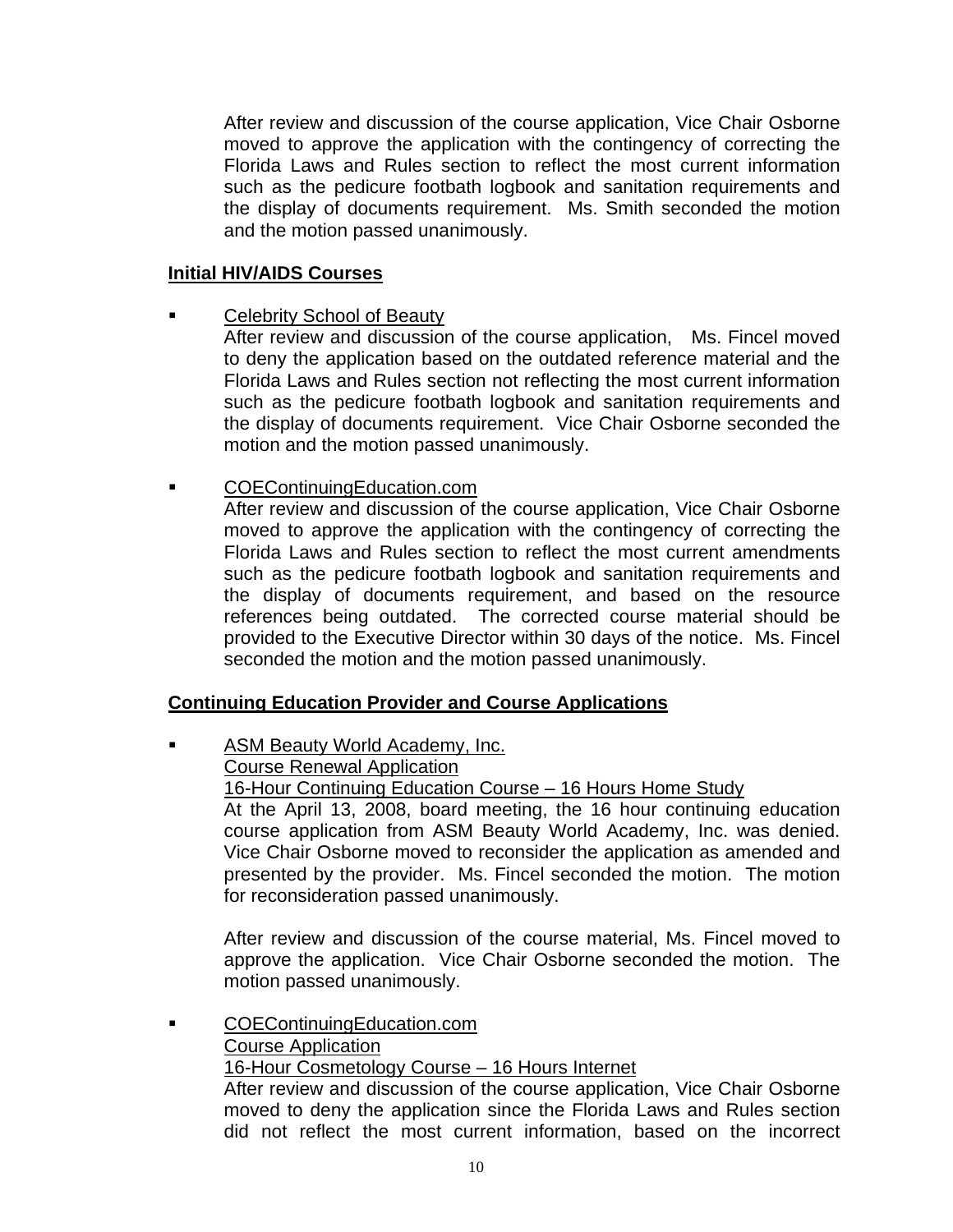After review and discussion of the course application, Vice Chair Osborne moved to approve the application with the contingency of correcting the Florida Laws and Rules section to reflect the most current information such as the pedicure footbath logbook and sanitation requirements and the display of documents requirement. Ms. Smith seconded the motion and the motion passed unanimously.

**Initial HIV/AIDS Courses**

- Celebrity School of Beauty
  After review and discussion of the course application, Ms. Fincel moved to deny the application based on the outdated reference material and the Florida Laws and Rules section not reflecting the most current information such as the pedicure footbath logbook and sanitation requirements and the display of documents requirement. Vice Chair Osborne seconded the motion and the motion passed unanimously.

- COEContinuingEducation.com
  After review and discussion of the course application, Vice Chair Osborne moved to approve the application with the contingency of correcting the Florida Laws and Rules section to reflect the most current amendments such as the pedicure footbath logbook and sanitation requirements and the display of documents requirement, and based on the resource references being outdated. The corrected course material should be provided to the Executive Director within 30 days of the notice. Ms. Fincel seconded the motion and the motion passed unanimously.

**Continuing Education Provider and Course Applications**

- ASM Beauty World Academy, Inc.
  Course Renewal Application
  16-Hour Continuing Education Course – 16 Hours Home Study
  At the April 13, 2008, board meeting, the 16 hour continuing education course application from ASM Beauty World Academy, Inc. was denied. Vice Chair Osborne moved to reconsider the application as amended and presented by the provider. Ms. Fincel seconded the motion. The motion for reconsideration passed unanimously.

  After review and discussion of the course material, Ms. Fincel moved to approve the application. Vice Chair Osborne seconded the motion. The motion passed unanimously.

- COEContinuingEducation.com
  Course Application
  16-Hour Cosmetology Course – 16 Hours Internet
  After review and discussion of the course application, Vice Chair Osborne moved to deny the application since the Florida Laws and Rules section did not reflect the most current information, based on the incorrect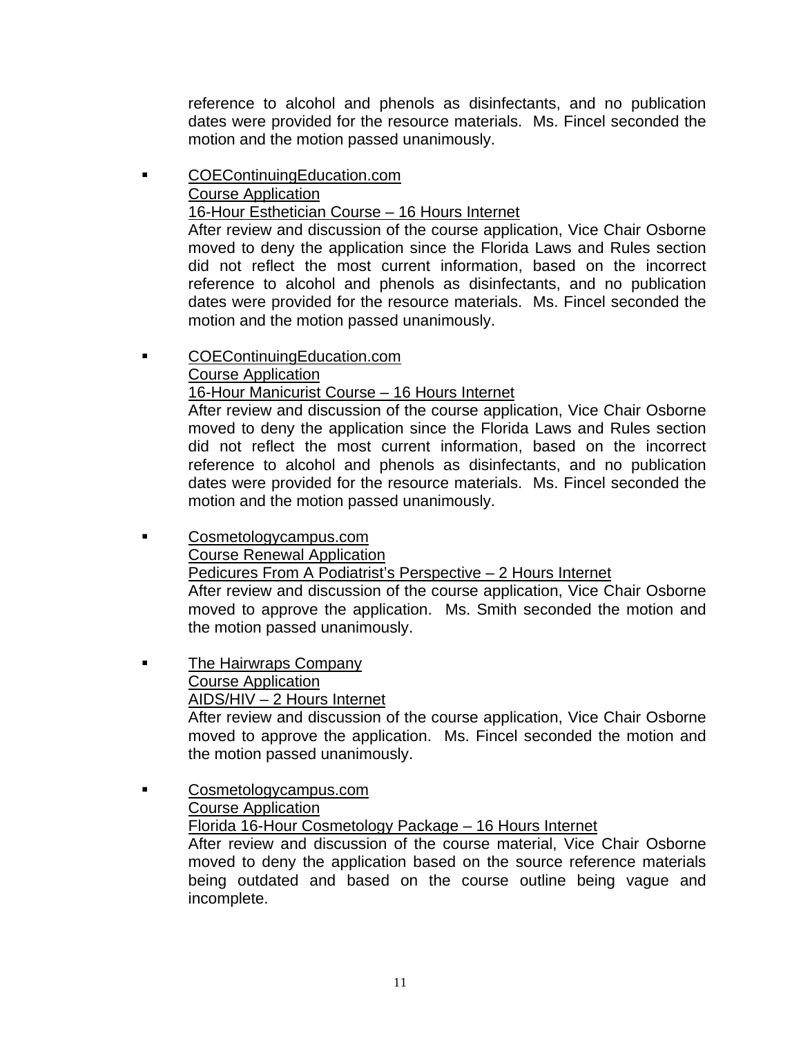reference to alcohol and phenols as disinfectants, and no publication dates were provided for the resource materials. Ms. Fincel seconded the motion and the motion passed unanimously.

- <u>COEContinuingEducation.com</u>
  <u>Course Application</u>
  <u>16-Hour Esthetician Course – 16 Hours Internet</u>
  After review and discussion of the course application, Vice Chair Osborne moved to deny the application since the Florida Laws and Rules section did not reflect the most current information, based on the incorrect reference to alcohol and phenols as disinfectants, and no publication dates were provided for the resource materials. Ms. Fincel seconded the motion and the motion passed unanimously.

- <u>COEContinuingEducation.com</u>
  <u>Course Application</u>
  <u>16-Hour Manicurist Course – 16 Hours Internet</u>
  After review and discussion of the course application, Vice Chair Osborne moved to deny the application since the Florida Laws and Rules section did not reflect the most current information, based on the incorrect reference to alcohol and phenols as disinfectants, and no publication dates were provided for the resource materials. Ms. Fincel seconded the motion and the motion passed unanimously.

- <u>Cosmetologycampus.com</u>
  <u>Course Renewal Application</u>
  <u>Pedicures From A Podiatrist's Perspective – 2 Hours Internet</u>
  After review and discussion of the course application, Vice Chair Osborne moved to approve the application. Ms. Smith seconded the motion and the motion passed unanimously.

- <u>The Hairwraps Company</u>
  <u>Course Application</u>
  <u>AIDS/HIV – 2 Hours Internet</u>
  After review and discussion of the course application, Vice Chair Osborne moved to approve the application. Ms. Fincel seconded the motion and the motion passed unanimously.

- <u>Cosmetologycampus.com</u>
  <u>Course Application</u>
  <u>Florida 16-Hour Cosmetology Package – 16 Hours Internet</u>
  After review and discussion of the course material, Vice Chair Osborne moved to deny the application based on the source reference materials being outdated and based on the course outline being vague and incomplete.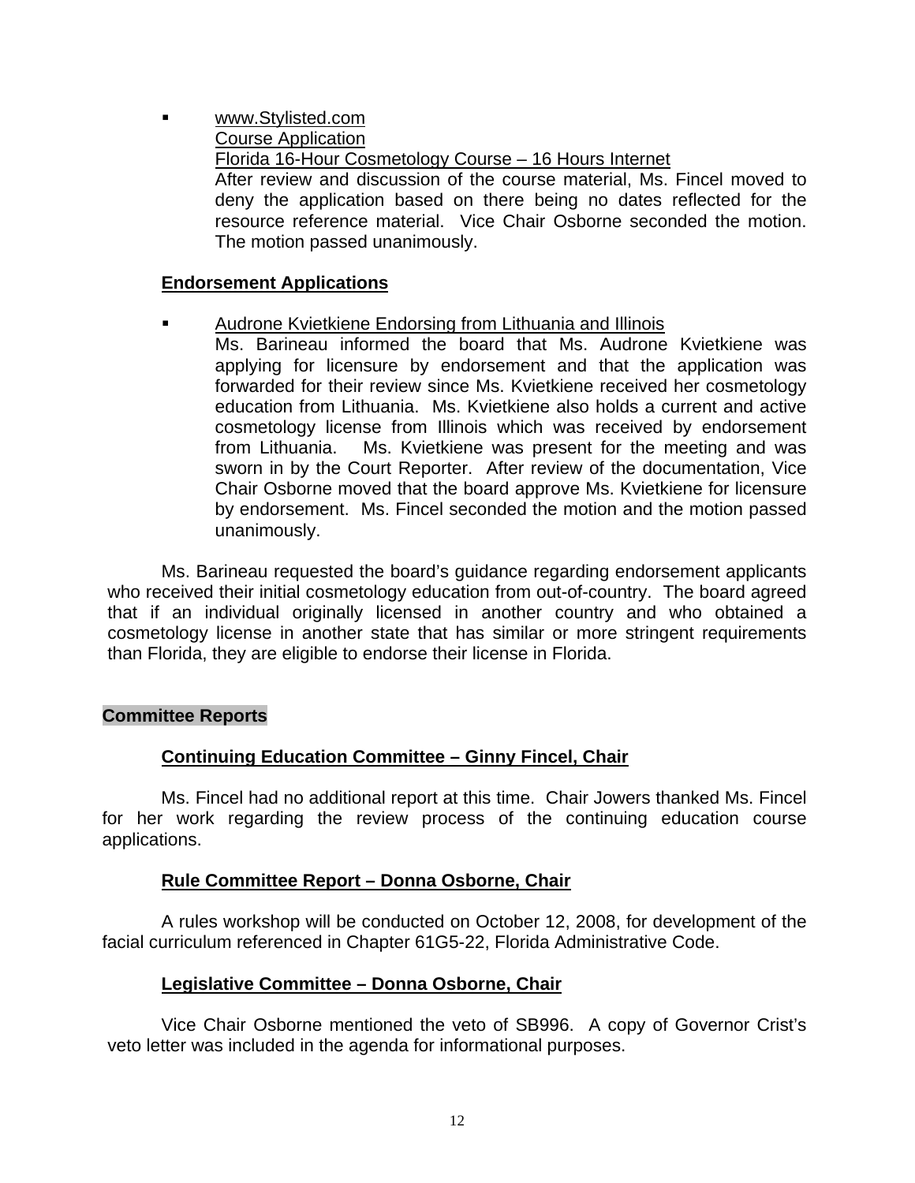- www.Stylisted.com
  Course Application
  Florida 16-Hour Cosmetology Course – 16 Hours Internet
  After review and discussion of the course material, Ms. Fincel moved to deny the application based on there being no dates reflected for the resource reference material. Vice Chair Osborne seconded the motion. The motion passed unanimously.

### Endorsement Applications

- Audrone Kvietkiene Endorsing from Lithuania and Illinois
  Ms. Barineau informed the board that Ms. Audrone Kvietkiene was applying for licensure by endorsement and that the application was forwarded for their review since Ms. Kvietkiene received her cosmetology education from Lithuania. Ms. Kvietkiene also holds a current and active cosmetology license from Illinois which was received by endorsement from Lithuania. Ms. Kvietkiene was present for the meeting and was sworn in by the Court Reporter. After review of the documentation, Vice Chair Osborne moved that the board approve Ms. Kvietkiene for licensure by endorsement. Ms. Fincel seconded the motion and the motion passed unanimously.

Ms. Barineau requested the board's guidance regarding endorsement applicants who received their initial cosmetology education from out-of-country. The board agreed that if an individual originally licensed in another country and who obtained a cosmetology license in another state that has similar or more stringent requirements than Florida, they are eligible to endorse their license in Florida.

## Committee Reports

### Continuing Education Committee – Ginny Fincel, Chair

Ms. Fincel had no additional report at this time. Chair Jowers thanked Ms. Fincel for her work regarding the review process of the continuing education course applications.

### Rule Committee Report – Donna Osborne, Chair

A rules workshop will be conducted on October 12, 2008, for development of the facial curriculum referenced in Chapter 61G5-22, Florida Administrative Code.

### Legislative Committee – Donna Osborne, Chair

Vice Chair Osborne mentioned the veto of SB996. A copy of Governor Crist's veto letter was included in the agenda for informational purposes.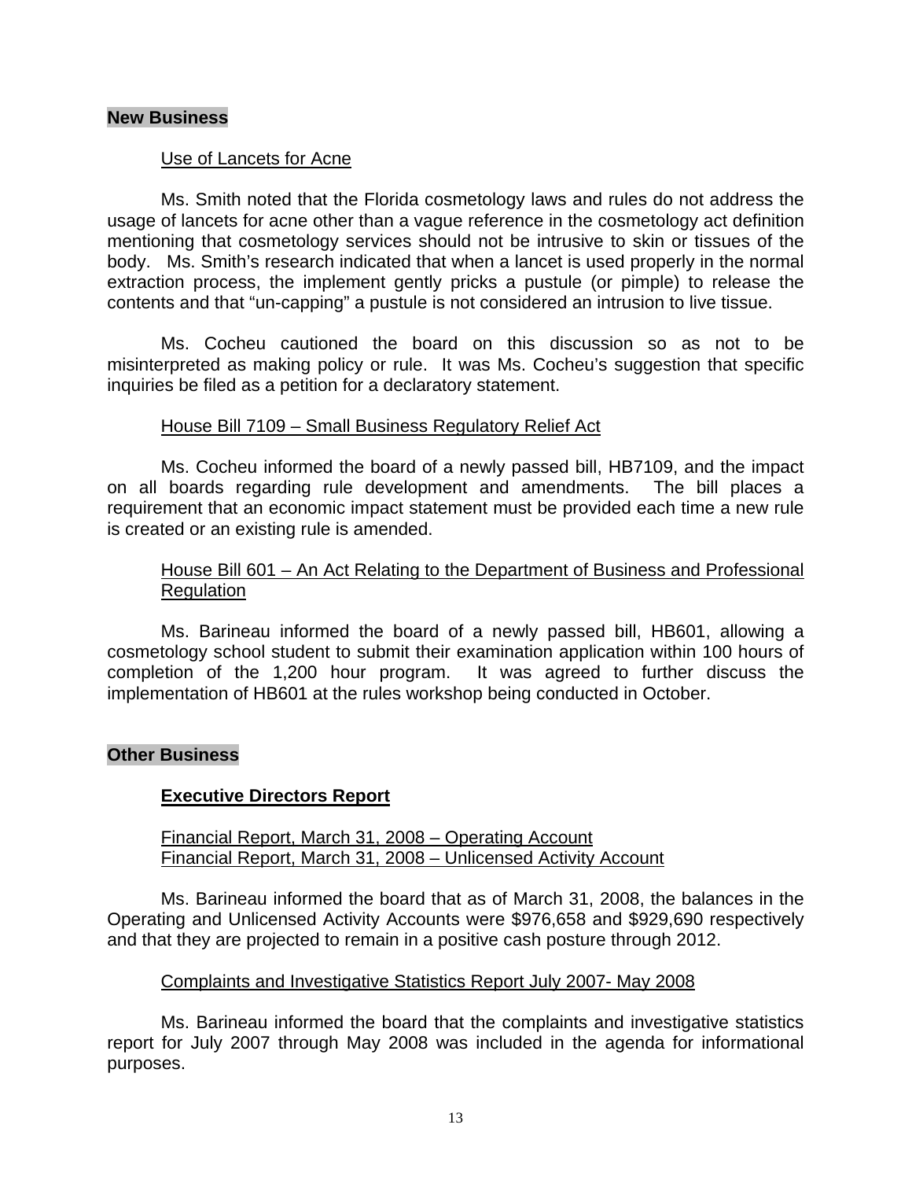## New Business

Use of Lancets for Acne

Ms. Smith noted that the Florida cosmetology laws and rules do not address the usage of lancets for acne other than a vague reference in the cosmetology act definition mentioning that cosmetology services should not be intrusive to skin or tissues of the body. Ms. Smith's research indicated that when a lancet is used properly in the normal extraction process, the implement gently pricks a pustule (or pimple) to release the contents and that "un-capping" a pustule is not considered an intrusion to live tissue.

Ms. Cocheu cautioned the board on this discussion so as not to be misinterpreted as making policy or rule. It was Ms. Cocheu's suggestion that specific inquiries be filed as a petition for a declaratory statement.

House Bill 7109 – Small Business Regulatory Relief Act

Ms. Cocheu informed the board of a newly passed bill, HB7109, and the impact on all boards regarding rule development and amendments. The bill places a requirement that an economic impact statement must be provided each time a new rule is created or an existing rule is amended.

House Bill 601 – An Act Relating to the Department of Business and Professional Regulation

Ms. Barineau informed the board of a newly passed bill, HB601, allowing a cosmetology school student to submit their examination application within 100 hours of completion of the 1,200 hour program. It was agreed to further discuss the implementation of HB601 at the rules workshop being conducted in October.

## Other Business

### Executive Directors Report

Financial Report, March 31, 2008 – Operating Account
Financial Report, March 31, 2008 – Unlicensed Activity Account

Ms. Barineau informed the board that as of March 31, 2008, the balances in the Operating and Unlicensed Activity Accounts were $976,658 and $929,690 respectively and that they are projected to remain in a positive cash posture through 2012.

Complaints and Investigative Statistics Report July 2007- May 2008

Ms. Barineau informed the board that the complaints and investigative statistics report for July 2007 through May 2008 was included in the agenda for informational purposes.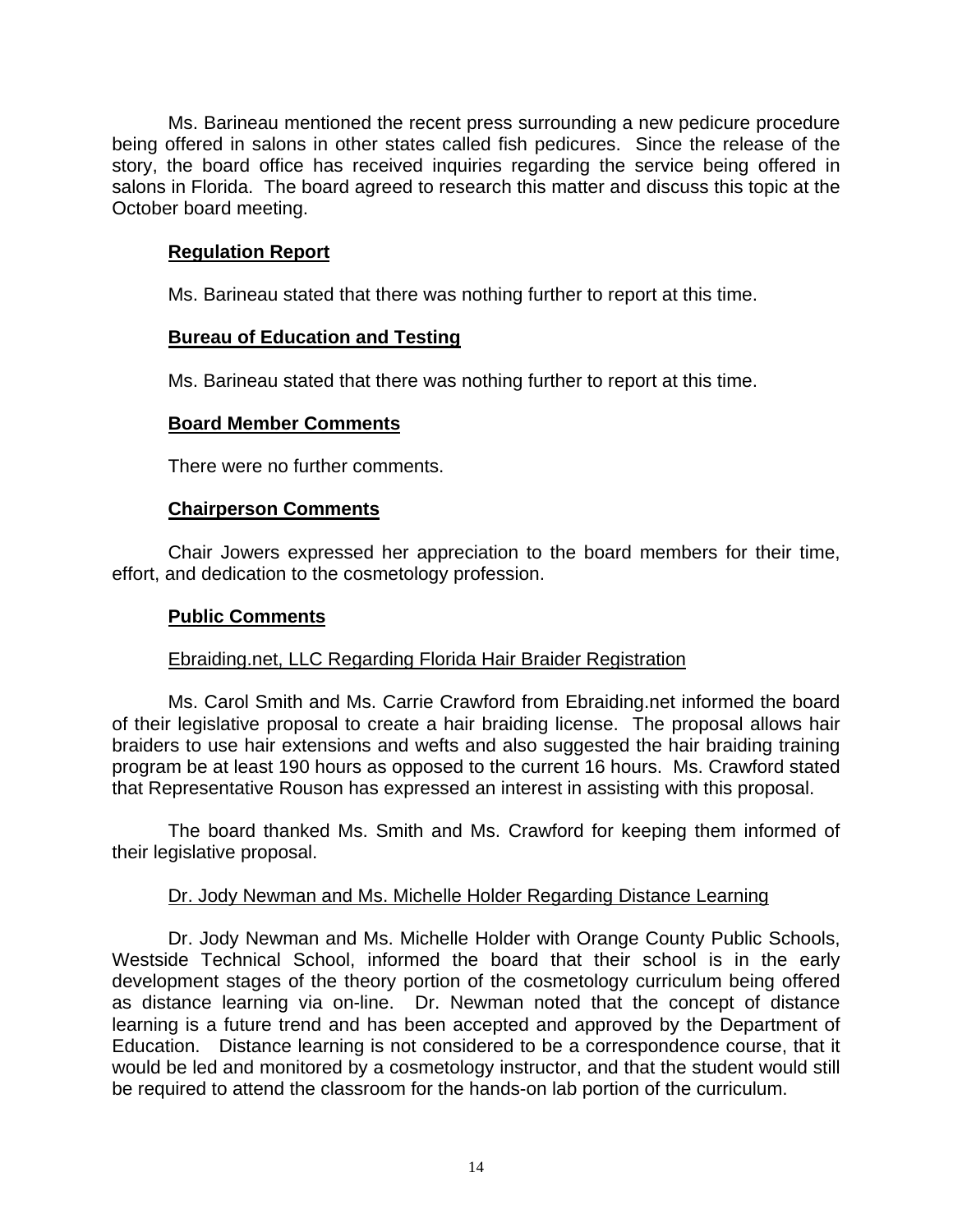Ms. Barineau mentioned the recent press surrounding a new pedicure procedure being offered in salons in other states called fish pedicures. Since the release of the story, the board office has received inquiries regarding the service being offered in salons in Florida. The board agreed to research this matter and discuss this topic at the October board meeting.

**Regulation Report**

Ms. Barineau stated that there was nothing further to report at this time.

**Bureau of Education and Testing**

Ms. Barineau stated that there was nothing further to report at this time.

**Board Member Comments**

There were no further comments.

**Chairperson Comments**

Chair Jowers expressed her appreciation to the board members for their time, effort, and dedication to the cosmetology profession.

**Public Comments**

Ebraiding.net, LLC Regarding Florida Hair Braider Registration

Ms. Carol Smith and Ms. Carrie Crawford from Ebraiding.net informed the board of their legislative proposal to create a hair braiding license. The proposal allows hair braiders to use hair extensions and wefts and also suggested the hair braiding training program be at least 190 hours as opposed to the current 16 hours. Ms. Crawford stated that Representative Rouson has expressed an interest in assisting with this proposal.

The board thanked Ms. Smith and Ms. Crawford for keeping them informed of their legislative proposal.

Dr. Jody Newman and Ms. Michelle Holder Regarding Distance Learning

Dr. Jody Newman and Ms. Michelle Holder with Orange County Public Schools, Westside Technical School, informed the board that their school is in the early development stages of the theory portion of the cosmetology curriculum being offered as distance learning via on-line. Dr. Newman noted that the concept of distance learning is a future trend and has been accepted and approved by the Department of Education. Distance learning is not considered to be a correspondence course, that it would be led and monitored by a cosmetology instructor, and that the student would still be required to attend the classroom for the hands-on lab portion of the curriculum.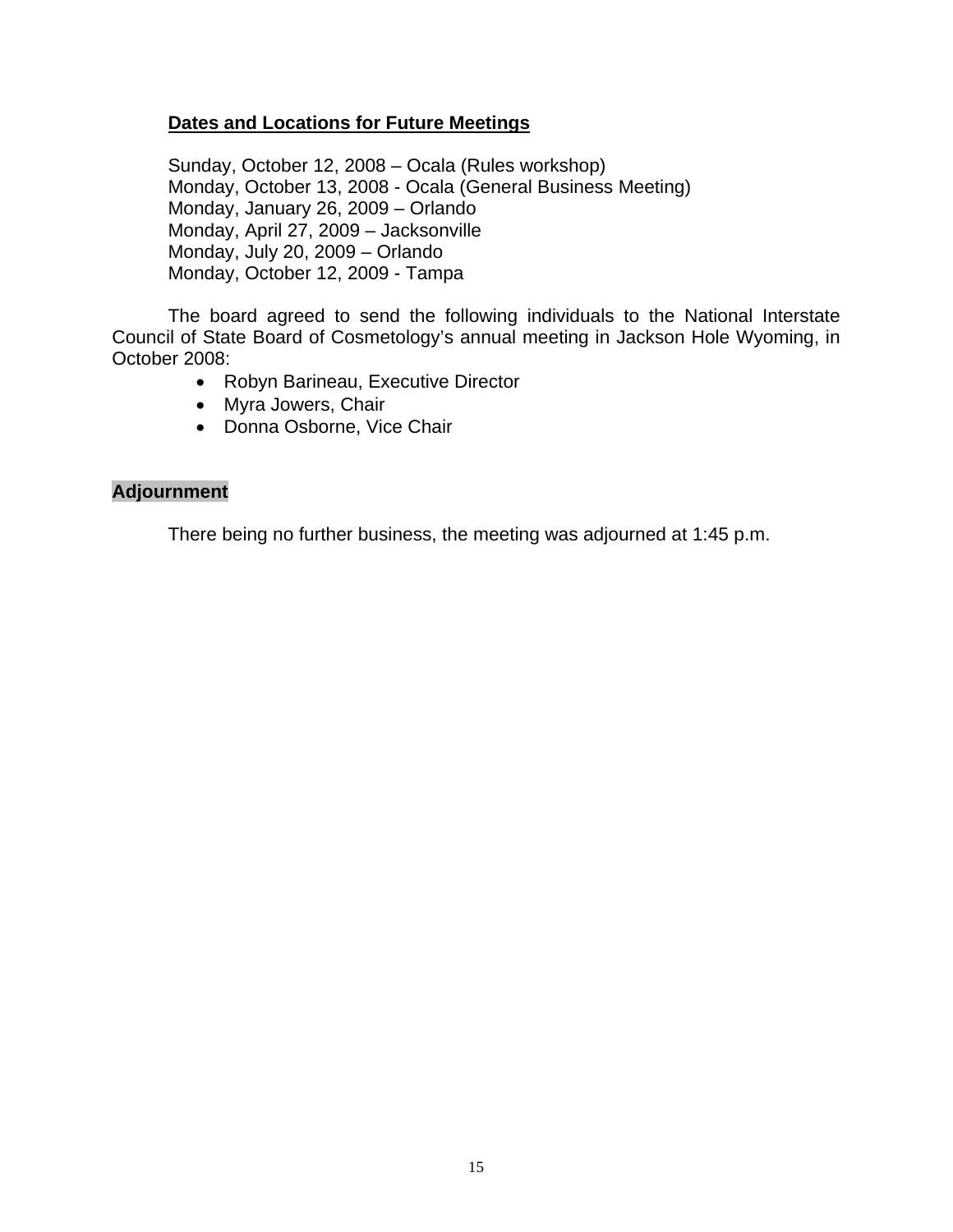**Dates and Locations for Future Meetings**

Sunday, October 12, 2008 – Ocala (Rules workshop)
Monday, October 13, 2008 - Ocala (General Business Meeting)
Monday, January 26, 2009 – Orlando
Monday, April 27, 2009 – Jacksonville
Monday, July 20, 2009 – Orlando
Monday, October 12, 2009 - Tampa

The board agreed to send the following individuals to the National Interstate Council of State Board of Cosmetology's annual meeting in Jackson Hole Wyoming, in October 2008:

- Robyn Barineau, Executive Director
- Myra Jowers, Chair
- Donna Osborne, Vice Chair

## Adjournment

There being no further business, the meeting was adjourned at 1:45 p.m.